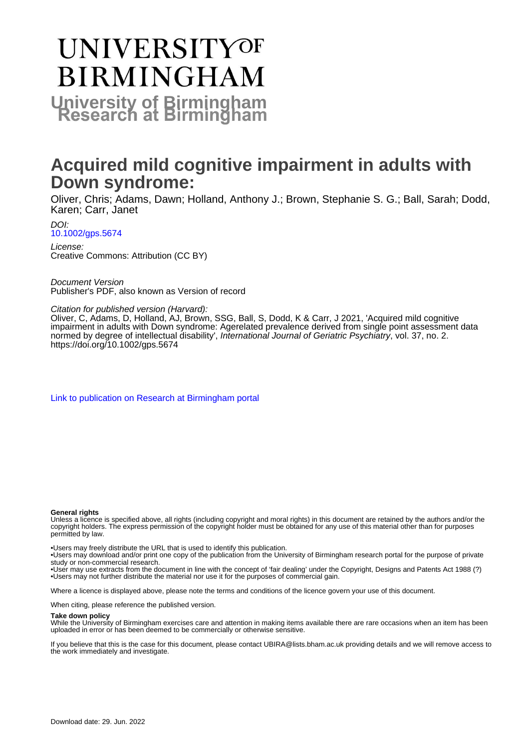# UNIVERSITY OF BIRMINGHAM

**University of Birmingham Research at Birmingham**

# Acquired mild cognitive impairment in adults with Down syndrome:

Oliver, Chris; Adams, Dawn; Holland, Anthony J.; Brown, Stephanie S. G.; Ball, Sarah; Dodd, Karen; Carr, Janet

*DOI:*
10.1002/gps.5674

*License:*
Creative Commons: Attribution (CC BY)

*Document Version*
Publisher's PDF, also known as Version of record

*Citation for published version (Harvard):*
Oliver, C, Adams, D, Holland, AJ, Brown, SSG, Ball, S, Dodd, K & Carr, J 2021, 'Acquired mild cognitive impairment in adults with Down syndrome: Agerelated prevalence derived from single point assessment data normed by degree of intellectual disability', *International Journal of Geriatric Psychiatry*, vol. 37, no. 2. https://doi.org/10.1002/gps.5674

Link to publication on Research at Birmingham portal

**General rights**
Unless a licence is specified above, all rights (including copyright and moral rights) in this document are retained by the authors and/or the copyright holders. The express permission of the copyright holder must be obtained for any use of this material other than for purposes permitted by law.

•Users may freely distribute the URL that is used to identify this publication.
•Users may download and/or print one copy of the publication from the University of Birmingham research portal for the purpose of private study or non-commercial research.
•User may use extracts from the document in line with the concept of 'fair dealing' under the Copyright, Designs and Patents Act 1988 (?)
•Users may not further distribute the material nor use it for the purposes of commercial gain.

Where a licence is displayed above, please note the terms and conditions of the licence govern your use of this document.

When citing, please reference the published version.

**Take down policy**
While the University of Birmingham exercises care and attention in making items available there are rare occasions when an item has been uploaded in error or has been deemed to be commercially or otherwise sensitive.

If you believe that this is the case for this document, please contact UBIRA@lists.bham.ac.uk providing details and we will remove access to the work immediately and investigate.

Download date: 29. Jun. 2022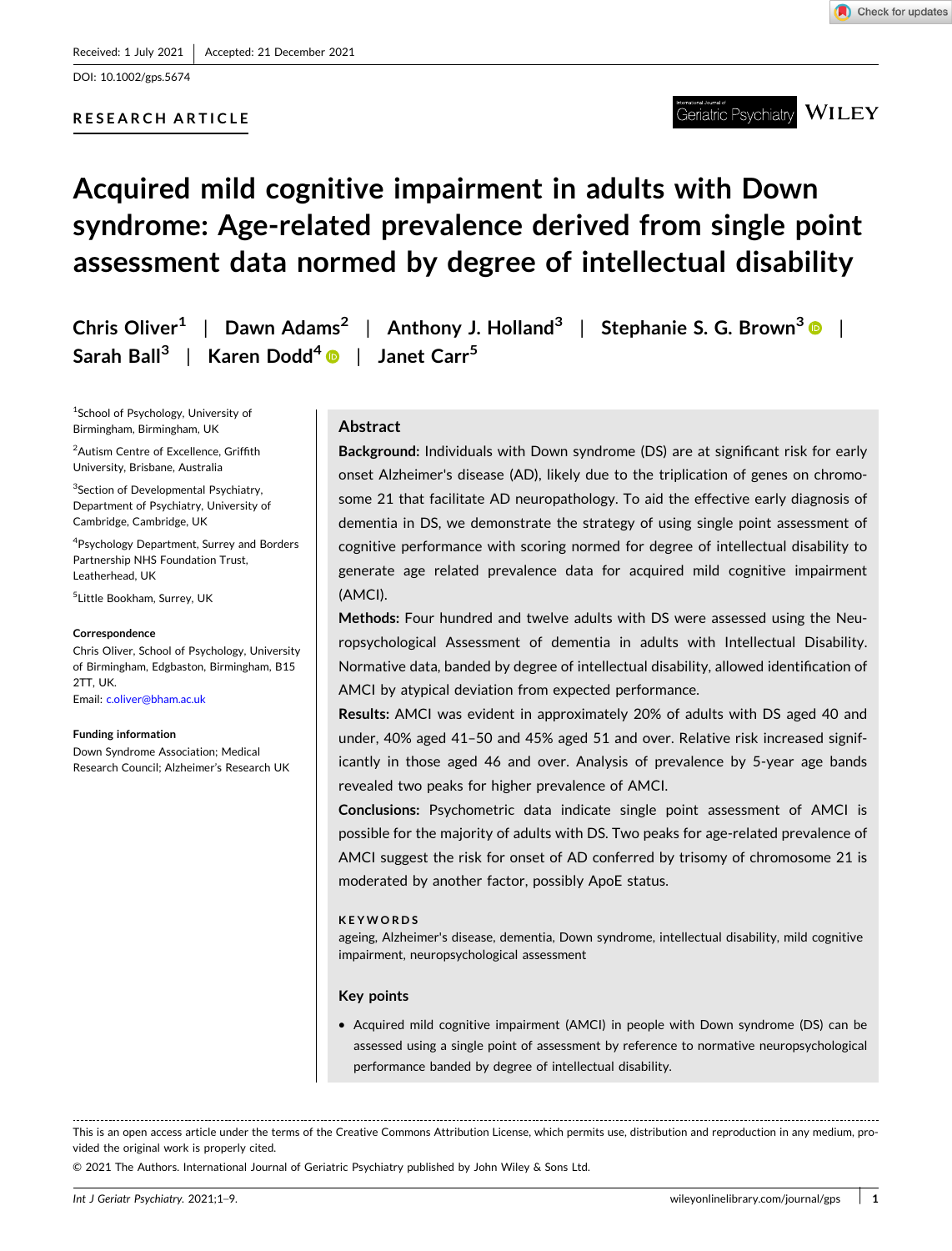Received: 1 July 2021 | Accepted: 21 December 2021

DOI: 10.1002/gps.5674

RESEARCH ARTICLE

# Acquired mild cognitive impairment in adults with Down syndrome: Age-related prevalence derived from single point assessment data normed by degree of intellectual disability

Chris Oliver[1] | Dawn Adams[2] | Anthony J. Holland[3] | Stephanie S. G. Brown[3] | Sarah Ball[3] | Karen Dodd[4] | Janet Carr[5]

[1]School of Psychology, University of Birmingham, Birmingham, UK

[2]Autism Centre of Excellence, Griffith University, Brisbane, Australia

[3]Section of Developmental Psychiatry, Department of Psychiatry, University of Cambridge, Cambridge, UK

[4]Psychology Department, Surrey and Borders Partnership NHS Foundation Trust, Leatherhead, UK

[5]Little Bookham, Surrey, UK

**Correspondence**

Chris Oliver, School of Psychology, University of Birmingham, Edgbaston, Birmingham, B15 2TT, UK.
Email: c.oliver@bham.ac.uk

**Funding information**

Down Syndrome Association; Medical Research Council; Alzheimer's Research UK

## Abstract

**Background:** Individuals with Down syndrome (DS) are at significant risk for early onset Alzheimer's disease (AD), likely due to the triplication of genes on chromosome 21 that facilitate AD neuropathology. To aid the effective early diagnosis of dementia in DS, we demonstrate the strategy of using single point assessment of cognitive performance with scoring normed for degree of intellectual disability to generate age related prevalence data for acquired mild cognitive impairment (AMCI).

**Methods:** Four hundred and twelve adults with DS were assessed using the Neuropsychological Assessment of dementia in adults with Intellectual Disability. Normative data, banded by degree of intellectual disability, allowed identification of AMCI by atypical deviation from expected performance.

**Results:** AMCI was evident in approximately 20% of adults with DS aged 40 and under, 40% aged 41–50 and 45% aged 51 and over. Relative risk increased significantly in those aged 46 and over. Analysis of prevalence by 5-year age bands revealed two peaks for higher prevalence of AMCI.

**Conclusions:** Psychometric data indicate single point assessment of AMCI is possible for the majority of adults with DS. Two peaks for age-related prevalence of AMCI suggest the risk for onset of AD conferred by trisomy of chromosome 21 is moderated by another factor, possibly ApoE status.

**KEYWORDS**

ageing, Alzheimer's disease, dementia, Down syndrome, intellectual disability, mild cognitive impairment, neuropsychological assessment

## Key points

- Acquired mild cognitive impairment (AMCI) in people with Down syndrome (DS) can be assessed using a single point of assessment by reference to normative neuropsychological performance banded by degree of intellectual disability.

This is an open access article under the terms of the Creative Commons Attribution License, which permits use, distribution and reproduction in any medium, provided the original work is properly cited.

© 2021 The Authors. International Journal of Geriatric Psychiatry published by John Wiley & Sons Ltd.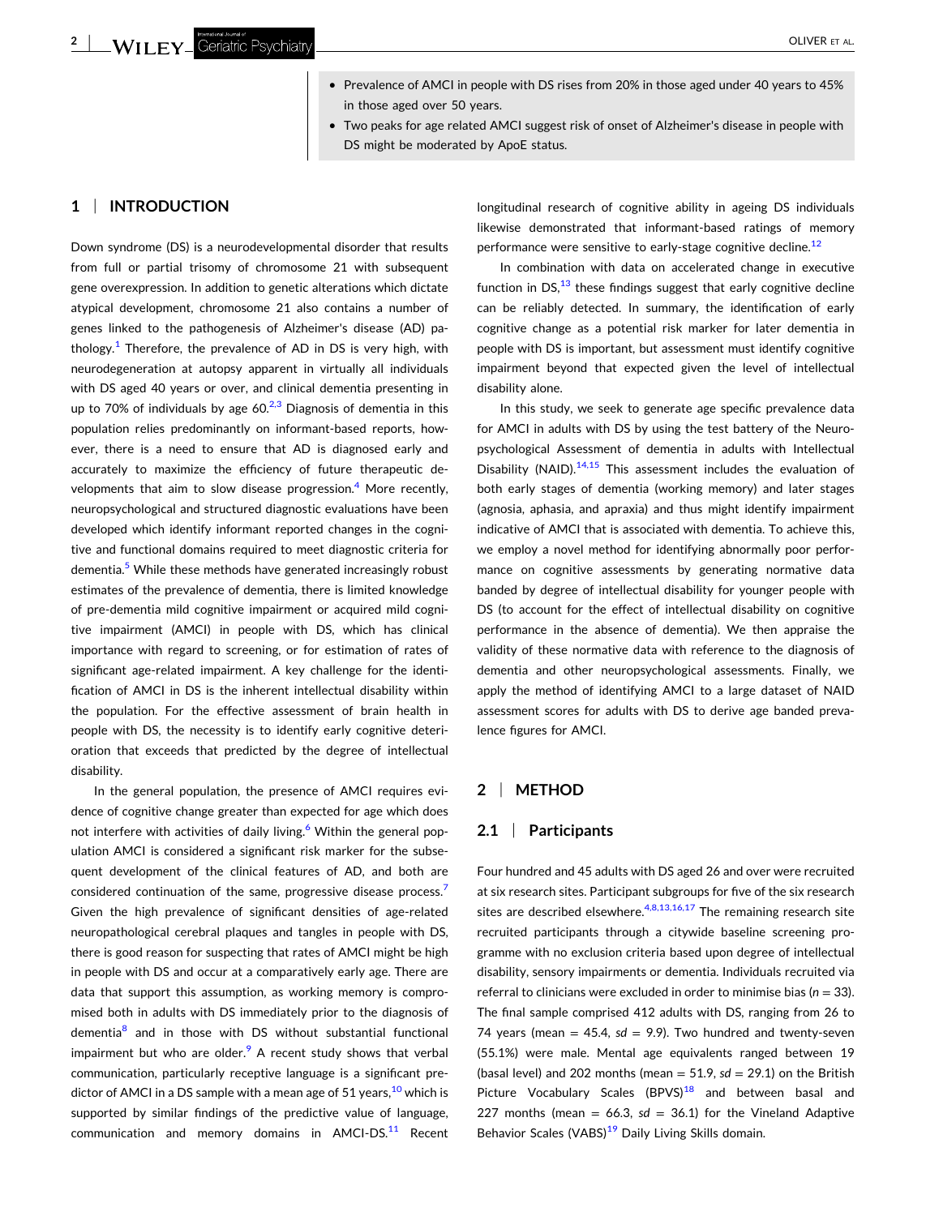- Prevalence of AMCI in people with DS rises from 20% in those aged under 40 years to 45% in those aged over 50 years.
- Two peaks for age related AMCI suggest risk of onset of Alzheimer's disease in people with DS might be moderated by ApoE status.

## 1 | INTRODUCTION

Down syndrome (DS) is a neurodevelopmental disorder that results from full or partial trisomy of chromosome 21 with subsequent gene overexpression. In addition to genetic alterations which dictate atypical development, chromosome 21 also contains a number of genes linked to the pathogenesis of Alzheimer's disease (AD) pathology.[1] Therefore, the prevalence of AD in DS is very high, with neurodegeneration at autopsy apparent in virtually all individuals with DS aged 40 years or over, and clinical dementia presenting in up to 70% of individuals by age 60.[2,3] Diagnosis of dementia in this population relies predominantly on informant-based reports, however, there is a need to ensure that AD is diagnosed early and accurately to maximize the efficiency of future therapeutic developments that aim to slow disease progression.[4] More recently, neuropsychological and structured diagnostic evaluations have been developed which identify informant reported changes in the cognitive and functional domains required to meet diagnostic criteria for dementia.[5] While these methods have generated increasingly robust estimates of the prevalence of dementia, there is limited knowledge of pre-dementia mild cognitive impairment or acquired mild cognitive impairment (AMCI) in people with DS, which has clinical importance with regard to screening, or for estimation of rates of significant age-related impairment. A key challenge for the identification of AMCI in DS is the inherent intellectual disability within the population. For the effective assessment of brain health in people with DS, the necessity is to identify early cognitive deterioration that exceeds that predicted by the degree of intellectual disability.

In the general population, the presence of AMCI requires evidence of cognitive change greater than expected for age which does not interfere with activities of daily living.[6] Within the general population AMCI is considered a significant risk marker for the subsequent development of the clinical features of AD, and both are considered continuation of the same, progressive disease process.[7] Given the high prevalence of significant densities of age-related neuropathological cerebral plaques and tangles in people with DS, there is good reason for suspecting that rates of AMCI might be high in people with DS and occur at a comparatively early age. There are data that support this assumption, as working memory is compromised both in adults with DS immediately prior to the diagnosis of dementia[8] and in those with DS without substantial functional impairment but who are older.[9] A recent study shows that verbal communication, particularly receptive language is a significant predictor of AMCI in a DS sample with a mean age of 51 years,[10] which is supported by similar findings of the predictive value of language, communication and memory domains in AMCI-DS.[11] Recent longitudinal research of cognitive ability in ageing DS individuals likewise demonstrated that informant-based ratings of memory performance were sensitive to early-stage cognitive decline.[12]

In combination with data on accelerated change in executive function in DS,[13] these findings suggest that early cognitive decline can be reliably detected. In summary, the identification of early cognitive change as a potential risk marker for later dementia in people with DS is important, but assessment must identify cognitive impairment beyond that expected given the level of intellectual disability alone.

In this study, we seek to generate age specific prevalence data for AMCI in adults with DS by using the test battery of the Neuropsychological Assessment of dementia in adults with Intellectual Disability (NAID).[14,15] This assessment includes the evaluation of both early stages of dementia (working memory) and later stages (agnosia, aphasia, and apraxia) and thus might identify impairment indicative of AMCI that is associated with dementia. To achieve this, we employ a novel method for identifying abnormally poor performance on cognitive assessments by generating normative data banded by degree of intellectual disability for younger people with DS (to account for the effect of intellectual disability on cognitive performance in the absence of dementia). We then appraise the validity of these normative data with reference to the diagnosis of dementia and other neuropsychological assessments. Finally, we apply the method of identifying AMCI to a large dataset of NAID assessment scores for adults with DS to derive age banded prevalence figures for AMCI.

## 2 | METHOD

### 2.1 | Participants

Four hundred and 45 adults with DS aged 26 and over were recruited at six research sites. Participant subgroups for five of the six research sites are described elsewhere.[4,8,13,16,17] The remaining research site recruited participants through a citywide baseline screening programme with no exclusion criteria based upon degree of intellectual disability, sensory impairments or dementia. Individuals recruited via referral to clinicians were excluded in order to minimise bias ($n$ = 33). The final sample comprised 412 adults with DS, ranging from 26 to 74 years (mean = 45.4, $sd$ = 9.9). Two hundred and twenty-seven (55.1%) were male. Mental age equivalents ranged between 19 (basal level) and 202 months (mean = 51.9, $sd$ = 29.1) on the British Picture Vocabulary Scales (BPVS)[18] and between basal and 227 months (mean = 66.3, $sd$ = 36.1) for the Vineland Adaptive Behavior Scales (VABS)[19] Daily Living Skills domain.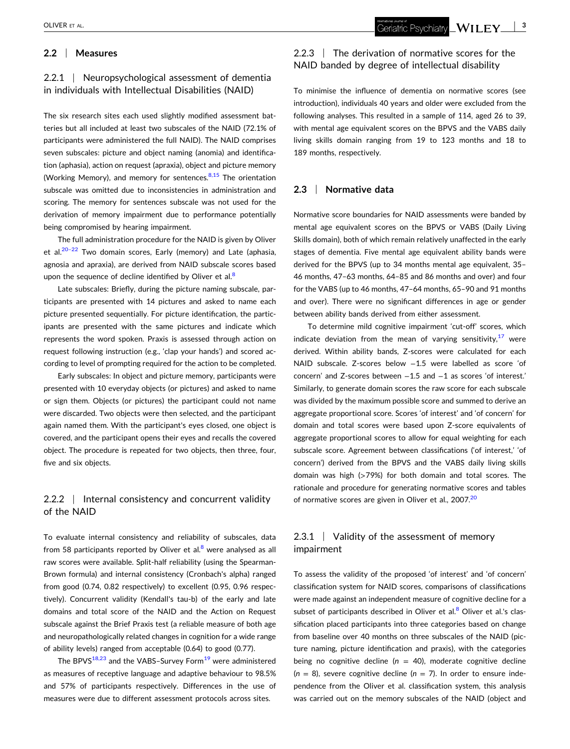### 2.2 | Measures

#### 2.2.1 | Neuropsychological assessment of dementia in individuals with Intellectual Disabilities (NAID)

The six research sites each used slightly modified assessment batteries but all included at least two subscales of the NAID (72.1% of participants were administered the full NAID). The NAID comprises seven subscales: picture and object naming (anomia) and identification (aphasia), action on request (apraxia), object and picture memory (Working Memory), and memory for sentences.[8,15] The orientation subscale was omitted due to inconsistencies in administration and scoring. The memory for sentences subscale was not used for the derivation of memory impairment due to performance potentially being compromised by hearing impairment.

The full administration procedure for the NAID is given by Oliver et al.[20–22] Two domain scores, Early (memory) and Late (aphasia, agnosia and apraxia), are derived from NAID subscale scores based upon the sequence of decline identified by Oliver et al.[8]

Late subscales: Briefly, during the picture naming subscale, participants are presented with 14 pictures and asked to name each picture presented sequentially. For picture identification, the participants are presented with the same pictures and indicate which represents the word spoken. Praxis is assessed through action on request following instruction (e.g., 'clap your hands') and scored according to level of prompting required for the action to be completed.

Early subscales: In object and picture memory, participants were presented with 10 everyday objects (or pictures) and asked to name or sign them. Objects (or pictures) the participant could not name were discarded. Two objects were then selected, and the participant again named them. With the participant's eyes closed, one object is covered, and the participant opens their eyes and recalls the covered object. The procedure is repeated for two objects, then three, four, five and six objects.

#### 2.2.2 | Internal consistency and concurrent validity of the NAID

To evaluate internal consistency and reliability of subscales, data from 58 participants reported by Oliver et al.[8] were analysed as all raw scores were available. Split-half reliability (using the Spearman-Brown formula) and internal consistency (Cronbach's alpha) ranged from good (0.74, 0.82 respectively) to excellent (0.95, 0.96 respectively). Concurrent validity (Kendall's tau-b) of the early and late domains and total score of the NAID and the Action on Request subscale against the Brief Praxis test (a reliable measure of both age and neuropathologically related changes in cognition for a wide range of ability levels) ranged from acceptable (0.64) to good (0.77).

The BPVS[18,23] and the VABS–Survey Form[19] were administered as measures of receptive language and adaptive behaviour to 98.5% and 57% of participants respectively. Differences in the use of measures were due to different assessment protocols across sites.

#### 2.2.3 | The derivation of normative scores for the NAID banded by degree of intellectual disability

To minimise the influence of dementia on normative scores (see introduction), individuals 40 years and older were excluded from the following analyses. This resulted in a sample of 114, aged 26 to 39, with mental age equivalent scores on the BPVS and the VABS daily living skills domain ranging from 19 to 123 months and 18 to 189 months, respectively.

### 2.3 | Normative data

Normative score boundaries for NAID assessments were banded by mental age equivalent scores on the BPVS or VABS (Daily Living Skills domain), both of which remain relatively unaffected in the early stages of dementia. Five mental age equivalent ability bands were derived for the BPVS (up to 34 months mental age equivalent, 35–46 months, 47–63 months, 64–85 and 86 months and over) and four for the VABS (up to 46 months, 47–64 months, 65–90 and 91 months and over). There were no significant differences in age or gender between ability bands derived from either assessment.

To determine mild cognitive impairment 'cut-off' scores, which indicate deviation from the mean of varying sensitivity,[17] were derived. Within ability bands, Z-scores were calculated for each NAID subscale. Z-scores below −1.5 were labelled as score 'of concern' and Z-scores between −1.5 and −1 as scores 'of interest.' Similarly, to generate domain scores the raw score for each subscale was divided by the maximum possible score and summed to derive an aggregate proportional score. Scores 'of interest' and 'of concern' for domain and total scores were based upon Z-score equivalents of aggregate proportional scores to allow for equal weighting for each subscale score. Agreement between classifications ('of interest,' 'of concern') derived from the BPVS and the VABS daily living skills domain was high (>79%) for both domain and total scores. The rationale and procedure for generating normative scores and tables of normative scores are given in Oliver et al., 2007.[20]

#### 2.3.1 | Validity of the assessment of memory impairment

To assess the validity of the proposed 'of interest' and 'of concern' classification system for NAID scores, comparisons of classifications were made against an independent measure of cognitive decline for a subset of participants described in Oliver et al.[8] Oliver et al.'s classification placed participants into three categories based on change from baseline over 40 months on three subscales of the NAID (picture naming, picture identification and praxis), with the categories being no cognitive decline ($n$ = 40), moderate cognitive decline ($n$ = 8), severe cognitive decline ($n$ = 7). In order to ensure independence from the Oliver et al. classification system, this analysis was carried out on the memory subscales of the NAID (object and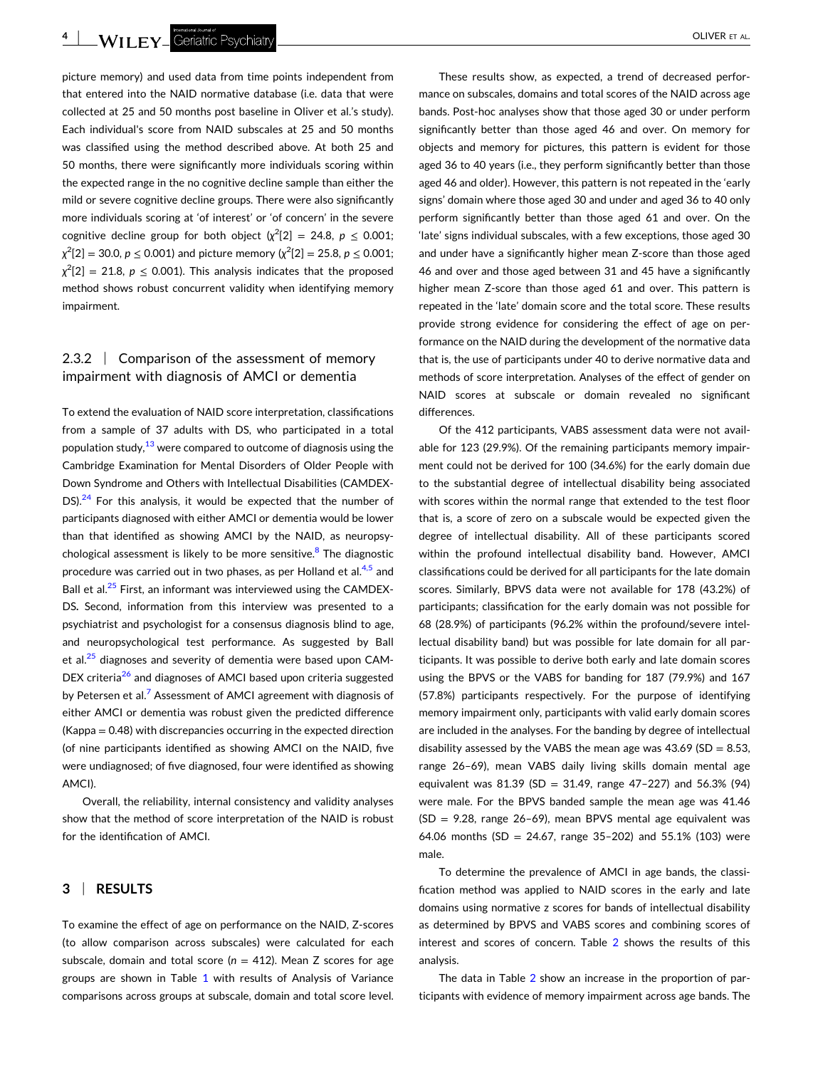picture memory) and used data from time points independent from that entered into the NAID normative database (i.e. data that were collected at 25 and 50 months post baseline in Oliver et al.'s study). Each individual's score from NAID subscales at 25 and 50 months was classified using the method described above. At both 25 and 50 months, there were significantly more individuals scoring within the expected range in the no cognitive decline sample than either the mild or severe cognitive decline groups. There were also significantly more individuals scoring at 'of interest' or 'of concern' in the severe cognitive decline group for both object ($\chi^2[2] = 24.8$, $p \leq 0.001$; $\chi^2[2] = 30.0$, $p \leq 0.001$) and picture memory ($\chi^2[2] = 25.8$, $p \leq 0.001$; $\chi^2[2] = 21.8$, $p \leq 0.001$). This analysis indicates that the proposed method shows robust concurrent validity when identifying memory impairment.

### 2.3.2 | Comparison of the assessment of memory impairment with diagnosis of AMCI or dementia

To extend the evaluation of NAID score interpretation, classifications from a sample of 37 adults with DS, who participated in a total population study,[13] were compared to outcome of diagnosis using the Cambridge Examination for Mental Disorders of Older People with Down Syndrome and Others with Intellectual Disabilities (CAMDEX-DS).[24] For this analysis, it would be expected that the number of participants diagnosed with either AMCI or dementia would be lower than that identified as showing AMCI by the NAID, as neuropsychological assessment is likely to be more sensitive.[8] The diagnostic procedure was carried out in two phases, as per Holland et al.[4,5] and Ball et al.[25] First, an informant was interviewed using the CAMDEX-DS. Second, information from this interview was presented to a psychiatrist and psychologist for a consensus diagnosis blind to age, and neuropsychological test performance. As suggested by Ball et al.[25] diagnoses and severity of dementia were based upon CAMDEX criteria[26] and diagnoses of AMCI based upon criteria suggested by Petersen et al.[7] Assessment of AMCI agreement with diagnosis of either AMCI or dementia was robust given the predicted difference (Kappa = 0.48) with discrepancies occurring in the expected direction (of nine participants identified as showing AMCI on the NAID, five were undiagnosed; of five diagnosed, four were identified as showing AMCI).

Overall, the reliability, internal consistency and validity analyses show that the method of score interpretation of the NAID is robust for the identification of AMCI.

## 3 | RESULTS

To examine the effect of age on performance on the NAID, Z-scores (to allow comparison across subscales) were calculated for each subscale, domain and total score ($n = 412$). Mean Z scores for age groups are shown in Table 1 with results of Analysis of Variance comparisons across groups at subscale, domain and total score level.

These results show, as expected, a trend of decreased performance on subscales, domains and total scores of the NAID across age bands. Post-hoc analyses show that those aged 30 or under perform significantly better than those aged 46 and over. On memory for objects and memory for pictures, this pattern is evident for those aged 36 to 40 years (i.e., they perform significantly better than those aged 46 and older). However, this pattern is not repeated in the 'early signs' domain where those aged 30 and under and aged 36 to 40 only perform significantly better than those aged 61 and over. On the 'late' signs individual subscales, with a few exceptions, those aged 30 and under have a significantly higher mean Z-score than those aged 46 and over and those aged between 31 and 45 have a significantly higher mean Z-score than those aged 61 and over. This pattern is repeated in the 'late' domain score and the total score. These results provide strong evidence for considering the effect of age on performance on the NAID during the development of the normative data that is, the use of participants under 40 to derive normative data and methods of score interpretation. Analyses of the effect of gender on NAID scores at subscale or domain revealed no significant differences.

Of the 412 participants, VABS assessment data were not available for 123 (29.9%). Of the remaining participants memory impairment could not be derived for 100 (34.6%) for the early domain due to the substantial degree of intellectual disability being associated with scores within the normal range that extended to the test floor that is, a score of zero on a subscale would be expected given the degree of intellectual disability. All of these participants scored within the profound intellectual disability band. However, AMCI classifications could be derived for all participants for the late domain scores. Similarly, BPVS data were not available for 178 (43.2%) of participants; classification for the early domain was not possible for 68 (28.9%) of participants (96.2% within the profound/severe intellectual disability band) but was possible for late domain for all participants. It was possible to derive both early and late domain scores using the BPVS or the VABS for banding for 187 (79.9%) and 167 (57.8%) participants respectively. For the purpose of identifying memory impairment only, participants with valid early domain scores are included in the analyses. For the banding by degree of intellectual disability assessed by the VABS the mean age was 43.69 (SD = 8.53, range 26–69), mean VABS daily living skills domain mental age equivalent was 81.39 (SD = 31.49, range 47–227) and 56.3% (94) were male. For the BPVS banded sample the mean age was 41.46 (SD = 9.28, range 26–69), mean BPVS mental age equivalent was 64.06 months (SD = 24.67, range 35–202) and 55.1% (103) were male.

To determine the prevalence of AMCI in age bands, the classification method was applied to NAID scores in the early and late domains using normative z scores for bands of intellectual disability as determined by BPVS and VABS scores and combining scores of interest and scores of concern. Table 2 shows the results of this analysis.

The data in Table 2 show an increase in the proportion of participants with evidence of memory impairment across age bands. The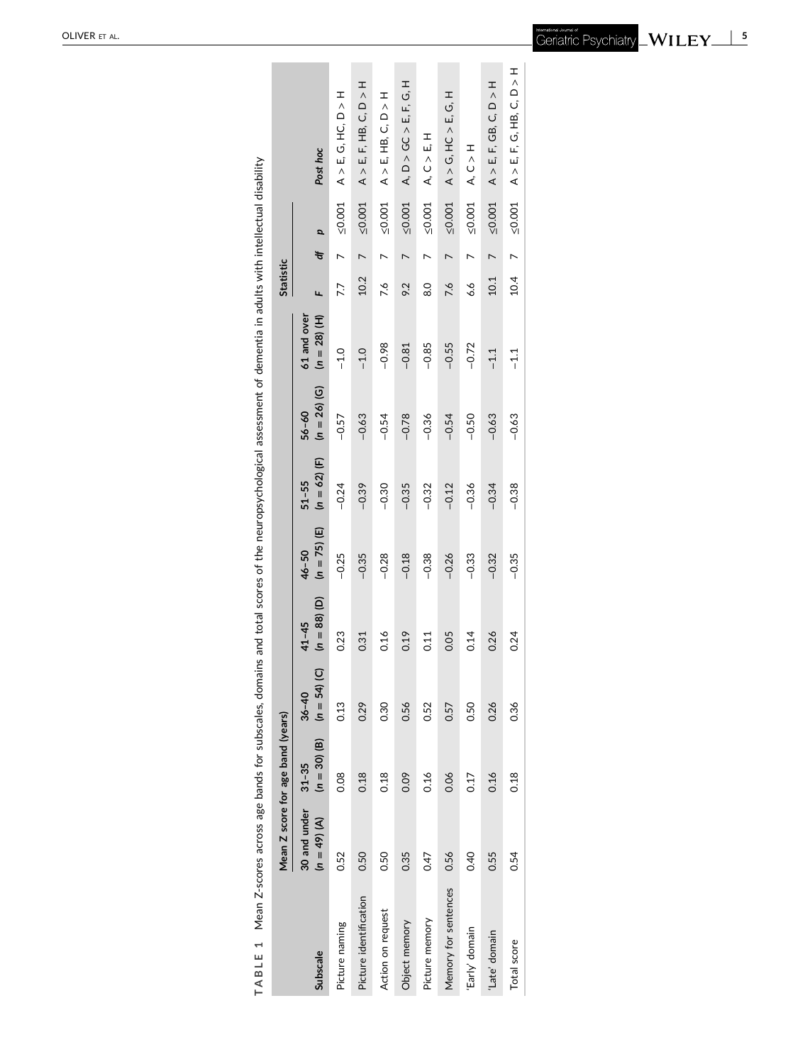**TABLE 1** Mean Z-scores across age bands for subscales, domains and total scores of the neuropsychological assessment of dementia in adults with intellectual disability

| Subscale | Mean Z score for age band (years) | | | | | | | | Statistic | | | |
|---|---|---|---|---|---|---|---|---|---|---|---|---|
| | 30 and under (n = 49) (A) | 31–35 (n = 30) (B) | 36–40 (n = 54) (C) | 41–45 (n = 88) (D) | 46–50 (n = 75) (E) | 51–55 (n = 62) (F) | 56–60 (n = 26) (G) | 61 and over (n = 28) (H) | *F* | *df* | *p* | *Post hoc* |
| Picture naming | 0.52 | 0.08 | 0.13 | 0.23 | −0.25 | −0.24 | −0.57 | −1.0 | 7.7 | 7 | ≤0.001 | A > E, G, HC, D > H |
| Picture identification | 0.50 | 0.18 | 0.29 | 0.31 | −0.35 | −0.39 | −0.63 | −1.0 | 10.2 | 7 | ≤0.001 | A > E, F, HB, C, D > H |
| Action on request | 0.50 | 0.18 | 0.30 | 0.16 | −0.28 | −0.30 | −0.54 | −0.98 | 7.6 | 7 | ≤0.001 | A > E, HB, C, D > H |
| Object memory | 0.35 | 0.09 | 0.56 | 0.19 | −0.18 | −0.35 | −0.78 | −0.81 | 9.2 | 7 | ≤0.001 | A, D > GC > E, F, G, H |
| Picture memory | 0.47 | 0.16 | 0.52 | 0.11 | −0.38 | −0.32 | −0.36 | −0.85 | 8.0 | 7 | ≤0.001 | A, C > E, H |
| Memory for sentences | 0.56 | 0.06 | 0.57 | 0.05 | −0.26 | −0.12 | −0.54 | −0.55 | 7.6 | 7 | ≤0.001 | A > G, HC > E, G, H |
| 'Early' domain | 0.40 | 0.17 | 0.50 | 0.14 | −0.33 | −0.36 | −0.50 | −0.72 | 6.6 | 7 | ≤0.001 | A, C > H |
| 'Late' domain | 0.55 | 0.16 | 0.26 | 0.26 | −0.32 | −0.34 | −0.63 | −1.1 | 10.1 | 7 | ≤0.001 | A > E, F, GB, C, D > H |
| Total score | 0.54 | 0.18 | 0.36 | 0.24 | −0.35 | −0.38 | −0.63 | −1.1 | 10.4 | 7 | ≤0.001 | A > E, F, G, HB, C, D > H |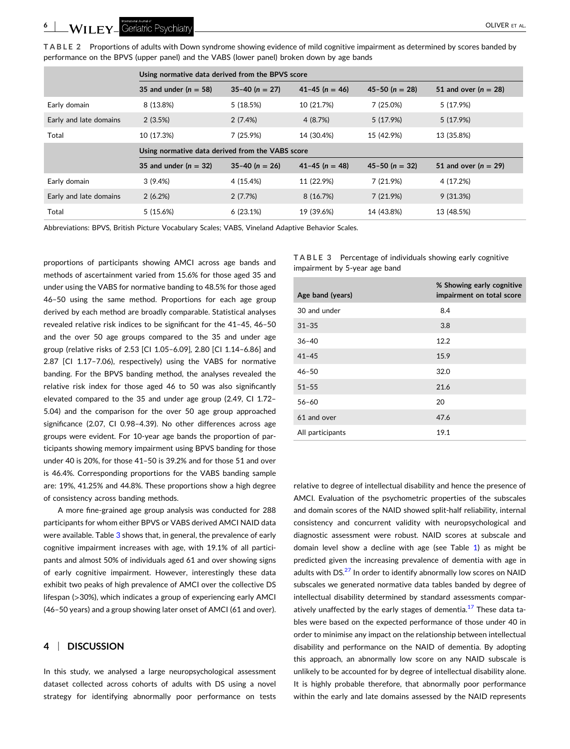**TABLE 2** Proportions of adults with Down syndrome showing evidence of mild cognitive impairment as determined by scores banded by performance on the BPVS (upper panel) and the VABS (lower panel) broken down by age bands

| | Using normative data derived from the BPVS score | | | | |
|---|---|---|---|---|---|
| | 35 and under (n = 58) | 35–40 (n = 27) | 41–45 (n = 46) | 45–50 (n = 28) | 51 and over (n = 28) |
| Early domain | 8 (13.8%) | 5 (18.5%) | 10 (21.7%) | 7 (25.0%) | 5 (17.9%) |
| Early and late domains | 2 (3.5%) | 2 (7.4%) | 4 (8.7%) | 5 (17.9%) | 5 (17.9%) |
| Total | 10 (17.3%) | 7 (25.9%) | 14 (30.4%) | 15 (42.9%) | 13 (35.8%) |
| | **Using normative data derived from the VABS score** | | | | |
| | 35 and under (n = 32) | 35–40 (n = 26) | 41–45 (n = 48) | 45–50 (n = 32) | 51 and over (n = 29) |
| Early domain | 3 (9.4%) | 4 (15.4%) | 11 (22.9%) | 7 (21.9%) | 4 (17.2%) |
| Early and late domains | 2 (6.2%) | 2 (7.7%) | 8 (16.7%) | 7 (21.9%) | 9 (31.3%) |
| Total | 5 (15.6%) | 6 (23.1%) | 19 (39.6%) | 14 (43.8%) | 13 (48.5%) |

Abbreviations: BPVS, British Picture Vocabulary Scales; VABS, Vineland Adaptive Behavior Scales.

proportions of participants showing AMCI across age bands and methods of ascertainment varied from 15.6% for those aged 35 and under using the VABS for normative banding to 48.5% for those aged 46–50 using the same method. Proportions for each age group derived by each method are broadly comparable. Statistical analyses revealed relative risk indices to be significant for the 41–45, 46–50 and the over 50 age groups compared to the 35 and under age group (relative risks of 2.53 [CI 1.05–6.09], 2.80 [CI 1.14–6.86] and 2.87 [CI 1.17–7.06), respectively) using the VABS for normative banding. For the BPVS banding method, the analyses revealed the relative risk index for those aged 46 to 50 was also significantly elevated compared to the 35 and under age group (2.49, CI 1.72–5.04) and the comparison for the over 50 age group approached significance (2.07, CI 0.98–4.39). No other differences across age groups were evident. For 10-year age bands the proportion of participants showing memory impairment using BPVS banding for those under 40 is 20%, for those 41–50 is 39.2% and for those 51 and over is 46.4%. Corresponding proportions for the VABS banding sample are: 19%, 41.25% and 44.8%. These proportions show a high degree of consistency across banding methods.

A more fine-grained age group analysis was conducted for 288 participants for whom either BPVS or VABS derived AMCI NAID data were available. Table 3 shows that, in general, the prevalence of early cognitive impairment increases with age, with 19.1% of all participants and almost 50% of individuals aged 61 and over showing signs of early cognitive impairment. However, interestingly these data exhibit two peaks of high prevalence of AMCI over the collective DS lifespan (>30%), which indicates a group of experiencing early AMCI (46–50 years) and a group showing later onset of AMCI (61 and over).

**TABLE 3** Percentage of individuals showing early cognitive impairment by 5-year age band

| Age band (years) | % Showing early cognitive impairment on total score |
|---|---|
| 30 and under | 8.4 |
| 31–35 | 3.8 |
| 36–40 | 12.2 |
| 41–45 | 15.9 |
| 46–50 | 32.0 |
| 51–55 | 21.6 |
| 56–60 | 20 |
| 61 and over | 47.6 |
| All participants | 19.1 |

## 4 | DISCUSSION

In this study, we analysed a large neuropsychological assessment dataset collected across cohorts of adults with DS using a novel strategy for identifying abnormally poor performance on tests relative to degree of intellectual disability and hence the presence of AMCI. Evaluation of the psychometric properties of the subscales and domain scores of the NAID showed split-half reliability, internal consistency and concurrent validity with neuropsychological and diagnostic assessment were robust. NAID scores at subscale and domain level show a decline with age (see Table 1) as might be predicted given the increasing prevalence of dementia with age in adults with DS.[27] In order to identify abnormally low scores on NAID subscales we generated normative data tables banded by degree of intellectual disability determined by standard assessments comparatively unaffected by the early stages of dementia.[17] These data tables were based on the expected performance of those under 40 in order to minimise any impact on the relationship between intellectual disability and performance on the NAID of dementia. By adopting this approach, an abnormally low score on any NAID subscale is unlikely to be accounted for by degree of intellectual disability alone. It is highly probable therefore, that abnormally poor performance within the early and late domains assessed by the NAID represents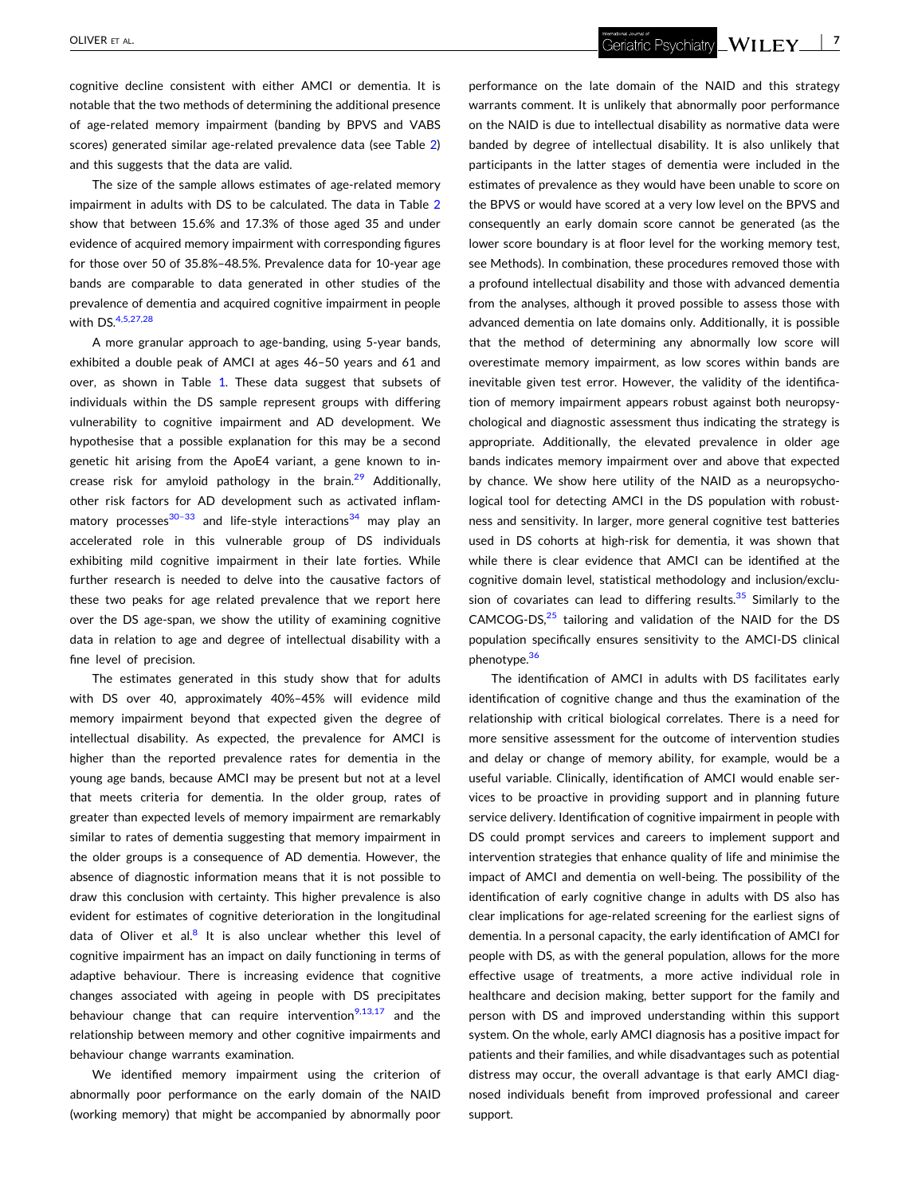cognitive decline consistent with either AMCI or dementia. It is notable that the two methods of determining the additional presence of age-related memory impairment (banding by BPVS and VABS scores) generated similar age-related prevalence data (see Table 2) and this suggests that the data are valid.

The size of the sample allows estimates of age-related memory impairment in adults with DS to be calculated. The data in Table 2 show that between 15.6% and 17.3% of those aged 35 and under evidence of acquired memory impairment with corresponding figures for those over 50 of 35.8%–48.5%. Prevalence data for 10-year age bands are comparable to data generated in other studies of the prevalence of dementia and acquired cognitive impairment in people with DS.[4,5,27,28]

A more granular approach to age-banding, using 5-year bands, exhibited a double peak of AMCI at ages 46–50 years and 61 and over, as shown in Table 1. These data suggest that subsets of individuals within the DS sample represent groups with differing vulnerability to cognitive impairment and AD development. We hypothesise that a possible explanation for this may be a second genetic hit arising from the ApoE4 variant, a gene known to increase risk for amyloid pathology in the brain.[29] Additionally, other risk factors for AD development such as activated inflammatory processes[30–33] and life-style interactions[34] may play an accelerated role in this vulnerable group of DS individuals exhibiting mild cognitive impairment in their late forties. While further research is needed to delve into the causative factors of these two peaks for age related prevalence that we report here over the DS age-span, we show the utility of examining cognitive data in relation to age and degree of intellectual disability with a fine level of precision.

The estimates generated in this study show that for adults with DS over 40, approximately 40%–45% will evidence mild memory impairment beyond that expected given the degree of intellectual disability. As expected, the prevalence for AMCI is higher than the reported prevalence rates for dementia in the young age bands, because AMCI may be present but not at a level that meets criteria for dementia. In the older group, rates of greater than expected levels of memory impairment are remarkably similar to rates of dementia suggesting that memory impairment in the older groups is a consequence of AD dementia. However, the absence of diagnostic information means that it is not possible to draw this conclusion with certainty. This higher prevalence is also evident for estimates of cognitive deterioration in the longitudinal data of Oliver et al.[8] It is also unclear whether this level of cognitive impairment has an impact on daily functioning in terms of adaptive behaviour. There is increasing evidence that cognitive changes associated with ageing in people with DS precipitates behaviour change that can require intervention[9,13,17] and the relationship between memory and other cognitive impairments and behaviour change warrants examination.

We identified memory impairment using the criterion of abnormally poor performance on the early domain of the NAID (working memory) that might be accompanied by abnormally poor performance on the late domain of the NAID and this strategy warrants comment. It is unlikely that abnormally poor performance on the NAID is due to intellectual disability as normative data were banded by degree of intellectual disability. It is also unlikely that participants in the latter stages of dementia were included in the estimates of prevalence as they would have been unable to score on the BPVS or would have scored at a very low level on the BPVS and consequently an early domain score cannot be generated (as the lower score boundary is at floor level for the working memory test, see Methods). In combination, these procedures removed those with a profound intellectual disability and those with advanced dementia from the analyses, although it proved possible to assess those with advanced dementia on late domains only. Additionally, it is possible that the method of determining any abnormally low score will overestimate memory impairment, as low scores within bands are inevitable given test error. However, the validity of the identification of memory impairment appears robust against both neuropsychological and diagnostic assessment thus indicating the strategy is appropriate. Additionally, the elevated prevalence in older age bands indicates memory impairment over and above that expected by chance. We show here utility of the NAID as a neuropsychological tool for detecting AMCI in the DS population with robustness and sensitivity. In larger, more general cognitive test batteries used in DS cohorts at high-risk for dementia, it was shown that while there is clear evidence that AMCI can be identified at the cognitive domain level, statistical methodology and inclusion/exclusion of covariates can lead to differing results.[35] Similarly to the CAMCOG-DS,[25] tailoring and validation of the NAID for the DS population specifically ensures sensitivity to the AMCI-DS clinical phenotype.[36]

The identification of AMCI in adults with DS facilitates early identification of cognitive change and thus the examination of the relationship with critical biological correlates. There is a need for more sensitive assessment for the outcome of intervention studies and delay or change of memory ability, for example, would be a useful variable. Clinically, identification of AMCI would enable services to be proactive in providing support and in planning future service delivery. Identification of cognitive impairment in people with DS could prompt services and careers to implement support and intervention strategies that enhance quality of life and minimise the impact of AMCI and dementia on well-being. The possibility of the identification of early cognitive change in adults with DS also has clear implications for age-related screening for the earliest signs of dementia. In a personal capacity, the early identification of AMCI for people with DS, as with the general population, allows for the more effective usage of treatments, a more active individual role in healthcare and decision making, better support for the family and person with DS and improved understanding within this support system. On the whole, early AMCI diagnosis has a positive impact for patients and their families, and while disadvantages such as potential distress may occur, the overall advantage is that early AMCI diagnosed individuals benefit from improved professional and career support.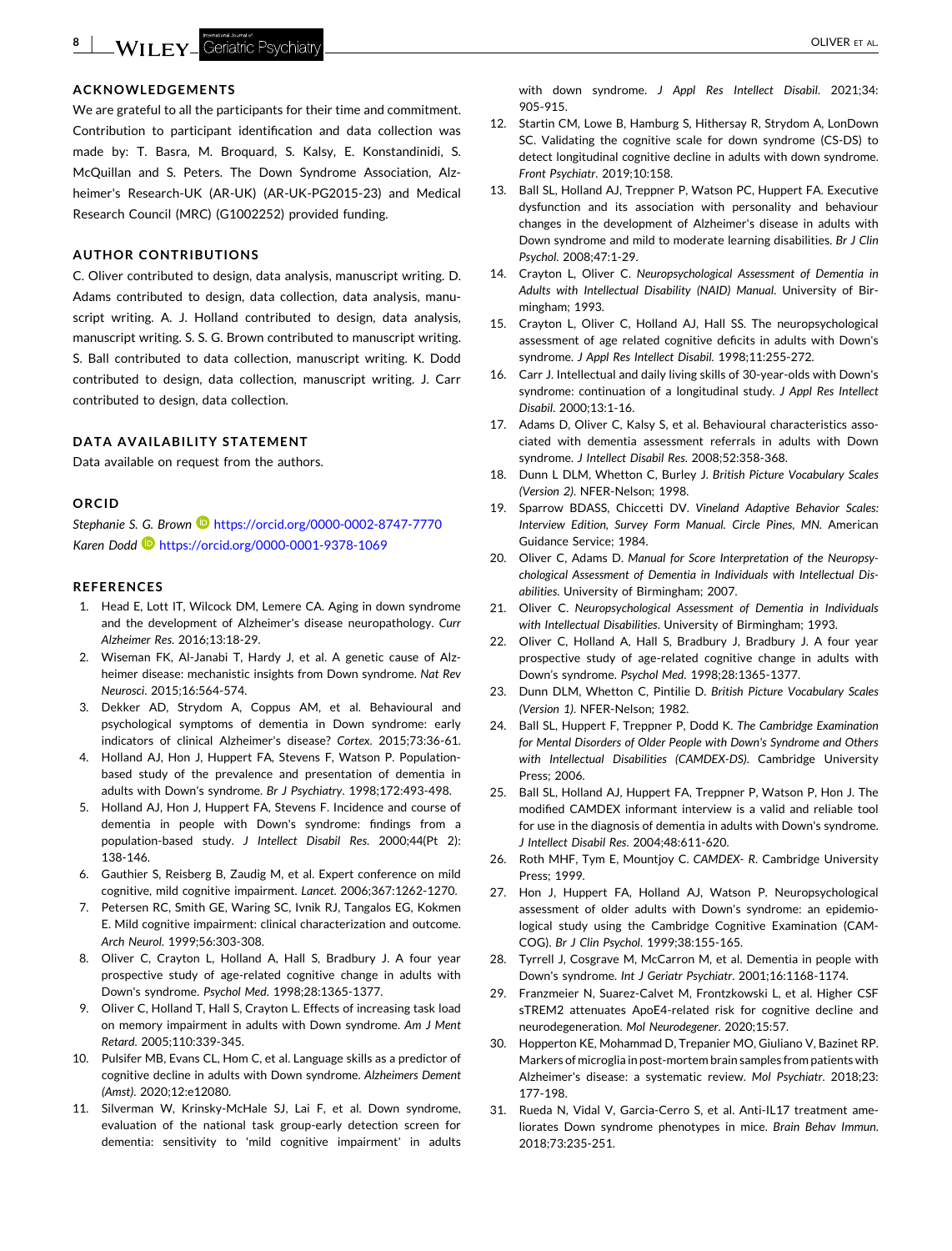## ACKNOWLEDGEMENTS

We are grateful to all the participants for their time and commitment. Contribution to participant identification and data collection was made by: T. Basra, M. Broquard, S. Kalsy, E. Konstandinidi, S. McQuillan and S. Peters. The Down Syndrome Association, Alzheimer's Research-UK (AR-UK) (AR-UK-PG2015-23) and Medical Research Council (MRC) (G1002252) provided funding.

## AUTHOR CONTRIBUTIONS

C. Oliver contributed to design, data analysis, manuscript writing. D. Adams contributed to design, data collection, data analysis, manuscript writing. A. J. Holland contributed to design, data analysis, manuscript writing. S. S. G. Brown contributed to manuscript writing. S. Ball contributed to data collection, manuscript writing. K. Dodd contributed to design, data collection, manuscript writing. J. Carr contributed to design, data collection.

## DATA AVAILABILITY STATEMENT

Data available on request from the authors.

## ORCID

*Stephanie S. G. Brown* https://orcid.org/0000-0002-8747-7770
*Karen Dodd* https://orcid.org/0000-0001-9378-1069

## REFERENCES

1. Head E, Lott IT, Wilcock DM, Lemere CA. Aging in down syndrome and the development of Alzheimer's disease neuropathology. *Curr Alzheimer Res*. 2016;13:18-29.
2. Wiseman FK, Al-Janabi T, Hardy J, et al. A genetic cause of Alzheimer disease: mechanistic insights from Down syndrome. *Nat Rev Neurosci*. 2015;16:564-574.
3. Dekker AD, Strydom A, Coppus AM, et al. Behavioural and psychological symptoms of dementia in Down syndrome: early indicators of clinical Alzheimer's disease? *Cortex*. 2015;73:36-61.
4. Holland AJ, Hon J, Huppert FA, Stevens F, Watson P. Population-based study of the prevalence and presentation of dementia in adults with Down's syndrome. *Br J Psychiatry*. 1998;172:493-498.
5. Holland AJ, Hon J, Huppert FA, Stevens F. Incidence and course of dementia in people with Down's syndrome: findings from a population-based study. *J Intellect Disabil Res*. 2000;44(Pt 2):138-146.
6. Gauthier S, Reisberg B, Zaudig M, et al. Expert conference on mild cognitive impairment. *Lancet*. 2006;367:1262-1270.
7. Petersen RC, Smith GE, Waring SC, Ivnik RJ, Tangalos EG, Kokmen E. Mild cognitive impairment: clinical characterization and outcome. *Arch Neurol*. 1999;56:303-308.
8. Oliver C, Crayton L, Holland A, Hall S, Bradbury J. A four year prospective study of age-related cognitive change in adults with Down's syndrome. *Psychol Med*. 1998;28:1365-1377.
9. Oliver C, Holland T, Hall S, Crayton L. Effects of increasing task load on memory impairment in adults with Down syndrome. *Am J Ment Retard*. 2005;110:339-345.
10. Pulsifer MB, Evans CL, Hom C, et al. Language skills as a predictor of cognitive decline in adults with Down syndrome. *Alzheimers Dement (Amst)*. 2020;12:e12080.
11. Silverman W, Krinsky-McHale SJ, Lai F, et al. Down syndrome, evaluation of the national task group-early detection screen for dementia: sensitivity to 'mild cognitive impairment' in adults with down syndrome. *J Appl Res Intellect Disabil*. 2021;34:905-915.
12. Startin CM, Lowe B, Hamburg S, Hithersay R, Strydom A, LonDown SC. Validating the cognitive scale for down syndrome (CS-DS) to detect longitudinal cognitive decline in adults with down syndrome. *Front Psychiatr*. 2019;10:158.
13. Ball SL, Holland AJ, Treppner P, Watson PC, Huppert FA. Executive dysfunction and its association with personality and behaviour changes in the development of Alzheimer's disease in adults with Down syndrome and mild to moderate learning disabilities. *Br J Clin Psychol*. 2008;47:1-29.
14. Crayton L, Oliver C. *Neuropsychological Assessment of Dementia in Adults with Intellectual Disability (NAID) Manual*. University of Birmingham; 1993.
15. Crayton L, Oliver C, Holland AJ, Hall SS. The neuropsychological assessment of age related cognitive deficits in adults with Down's syndrome. *J Appl Res Intellect Disabil*. 1998;11:255-272.
16. Carr J. Intellectual and daily living skills of 30-year-olds with Down's syndrome: continuation of a longitudinal study. *J Appl Res Intellect Disabil*. 2000;13:1-16.
17. Adams D, Oliver C, Kalsy S, et al. Behavioural characteristics associated with dementia assessment referrals in adults with Down syndrome. *J Intellect Disabil Res*. 2008;52:358-368.
18. Dunn L DLM, Whetton C, Burley J. *British Picture Vocabulary Scales (Version 2)*. NFER-Nelson; 1998.
19. Sparrow BDASS, Chiccetti DV. *Vineland Adaptive Behavior Scales: Interview Edition, Survey Form Manual. Circle Pines, MN*. American Guidance Service; 1984.
20. Oliver C, Adams D. *Manual for Score Interpretation of the Neuropsychological Assessment of Dementia in Individuals with Intellectual Disabilities*. University of Birmingham; 2007.
21. Oliver C. *Neuropsychological Assessment of Dementia in Individuals with Intellectual Disabilities*. University of Birmingham; 1993.
22. Oliver C, Holland A, Hall S, Bradbury J, Bradbury J. A four year prospective study of age-related cognitive change in adults with Down's syndrome. *Psychol Med*. 1998;28:1365-1377.
23. Dunn DLM, Whetton C, Pintilie D. *British Picture Vocabulary Scales (Version 1)*. NFER-Nelson; 1982.
24. Ball SL, Huppert F, Treppner P, Dodd K. *The Cambridge Examination for Mental Disorders of Older People with Down's Syndrome and Others with Intellectual Disabilities (CAMDEX-DS)*. Cambridge University Press; 2006.
25. Ball SL, Holland AJ, Huppert FA, Treppner P, Watson P, Hon J. The modified CAMDEX informant interview is a valid and reliable tool for use in the diagnosis of dementia in adults with Down's syndrome. *J Intellect Disabil Res*. 2004;48:611-620.
26. Roth MHF, Tym E, Mountjoy C. *CAMDEX- R*. Cambridge University Press; 1999.
27. Hon J, Huppert FA, Holland AJ, Watson P. Neuropsychological assessment of older adults with Down's syndrome: an epidemiological study using the Cambridge Cognitive Examination (CAMCOG). *Br J Clin Psychol*. 1999;38:155-165.
28. Tyrrell J, Cosgrave M, McCarron M, et al. Dementia in people with Down's syndrome. *Int J Geriatr Psychiatr*. 2001;16:1168-1174.
29. Franzmeier N, Suarez-Calvet M, Frontzkowski L, et al. Higher CSF sTREM2 attenuates ApoE4-related risk for cognitive decline and neurodegeneration. *Mol Neurodegener*. 2020;15:57.
30. Hopperton KE, Mohammad D, Trepanier MO, Giuliano V, Bazinet RP. Markers of microglia in post-mortem brain samples from patients with Alzheimer's disease: a systematic review. *Mol Psychiatr*. 2018;23:177-198.
31. Rueda N, Vidal V, Garcia-Cerro S, et al. Anti-IL17 treatment ameliorates Down syndrome phenotypes in mice. *Brain Behav Immun*. 2018;73:235-251.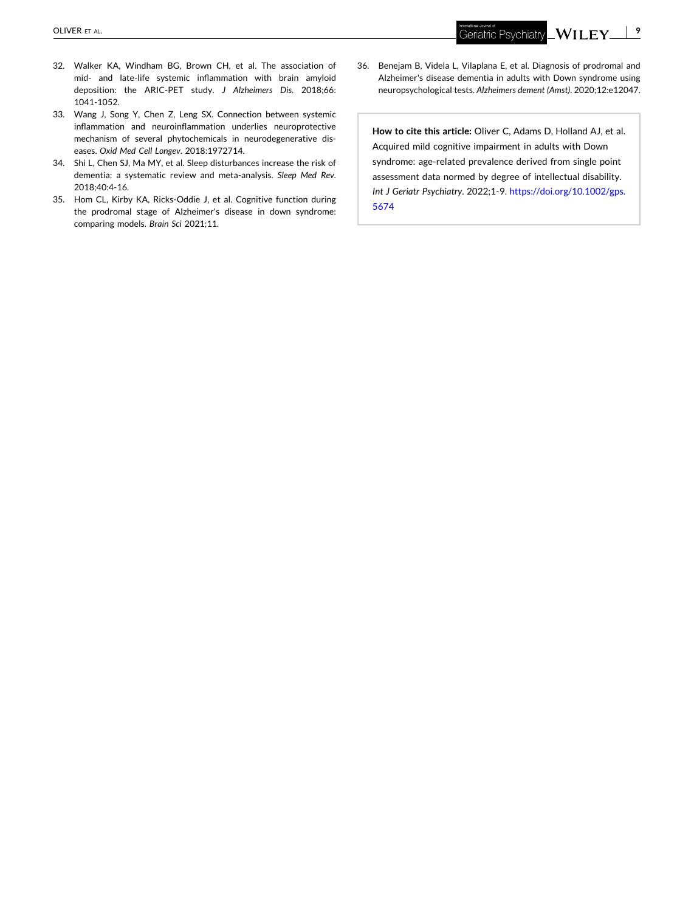32. Walker KA, Windham BG, Brown CH, et al. The association of mid- and late-life systemic inflammation with brain amyloid deposition: the ARIC-PET study. *J Alzheimers Dis*. 2018;66:1041-1052.
33. Wang J, Song Y, Chen Z, Leng SX. Connection between systemic inflammation and neuroinflammation underlies neuroprotective mechanism of several phytochemicals in neurodegenerative diseases. *Oxid Med Cell Longev*. 2018:1972714.
34. Shi L, Chen SJ, Ma MY, et al. Sleep disturbances increase the risk of dementia: a systematic review and meta-analysis. *Sleep Med Rev*. 2018;40:4-16.
35. Hom CL, Kirby KA, Ricks-Oddie J, et al. Cognitive function during the prodromal stage of Alzheimer's disease in down syndrome: comparing models. *Brain Sci* 2021;11.
36. Benejam B, Videla L, Vilaplana E, et al. Diagnosis of prodromal and Alzheimer's disease dementia in adults with Down syndrome using neuropsychological tests. *Alzheimers dement (Amst)*. 2020;12:e12047.

**How to cite this article:** Oliver C, Adams D, Holland AJ, et al. Acquired mild cognitive impairment in adults with Down syndrome: age-related prevalence derived from single point assessment data normed by degree of intellectual disability. *Int J Geriatr Psychiatry*. 2022;1-9. https://doi.org/10.1002/gps.5674